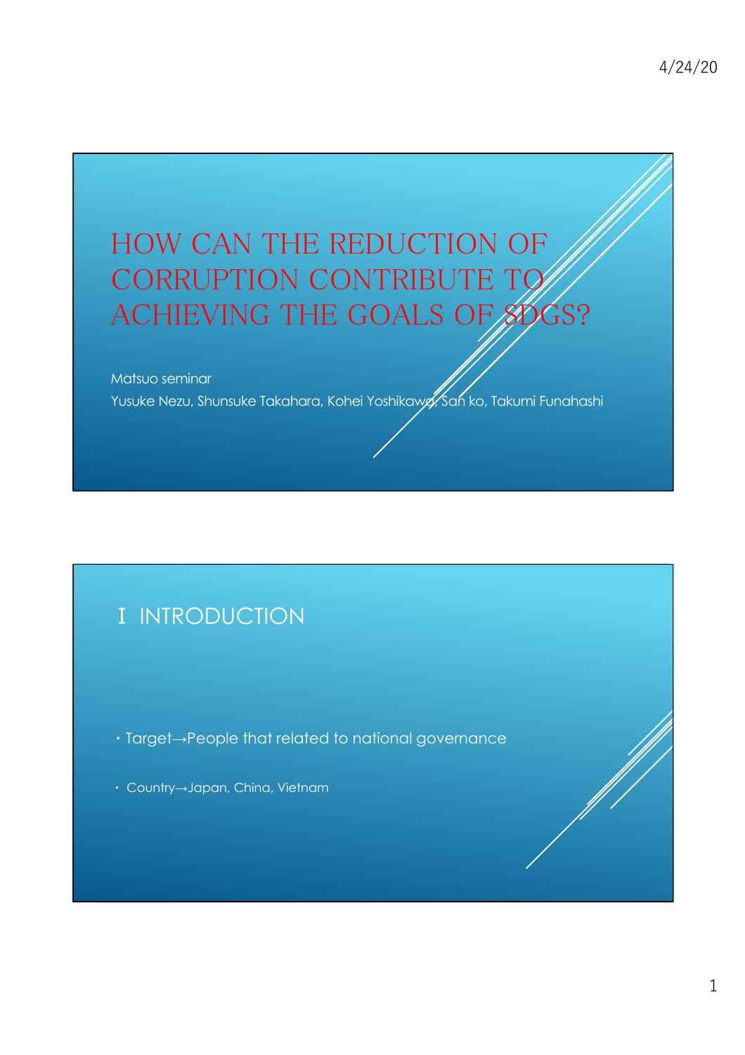# HOW CAN THE REDUCTION OF CORRUPTION CONTRIBUTE TO ACHIEVING THE GOALS OF SDGS?

Matsuo seminar

Yusuke Nezu, Shunsuke Takahara, Kohei Yoshikawa, San ko, Takumi Funahashi

## Ⅰ INTRODUCTION

- Target→People that related to national governance
- Country→Japan, China, Vietnam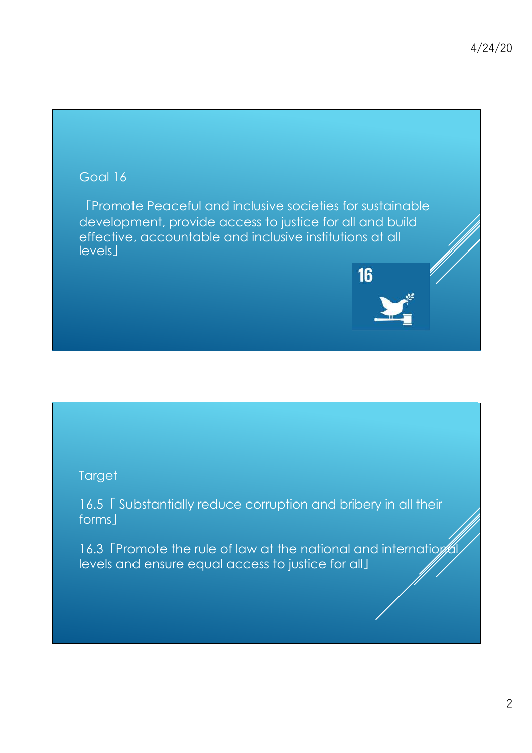Goal 16

「Promote Peaceful and inclusive societies for sustainable development, provide access to justice for all and build effective, accountable and inclusive institutions at all levels」

Target

16.5「 Substantially reduce corruption and bribery in all their forms」

16.3「Promote the rule of law at the national and international levels and ensure equal access to justice for all」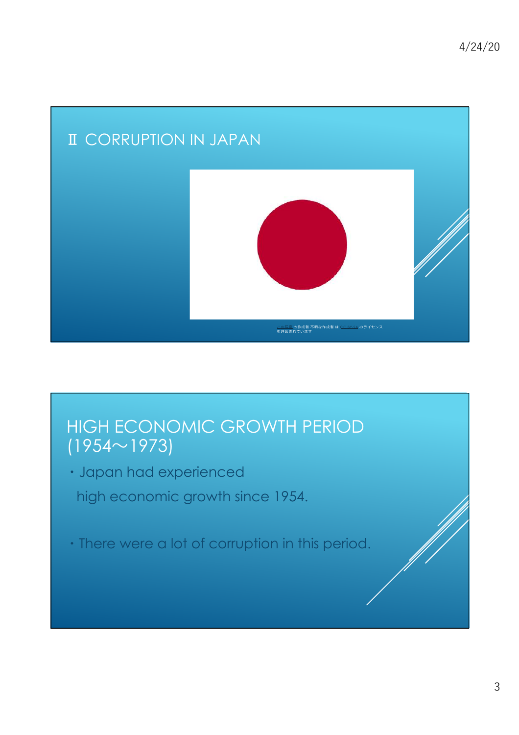## Ⅱ CORRUPTION IN JAPAN

この写真 の作成者 不明な作成者 は CC BY-SA のライセンスを許諾されています

## HIGH ECONOMIC GROWTH PERIOD (1954～1973)

・Japan had experienced high economic growth since 1954.

・There were a lot of corruption in this period.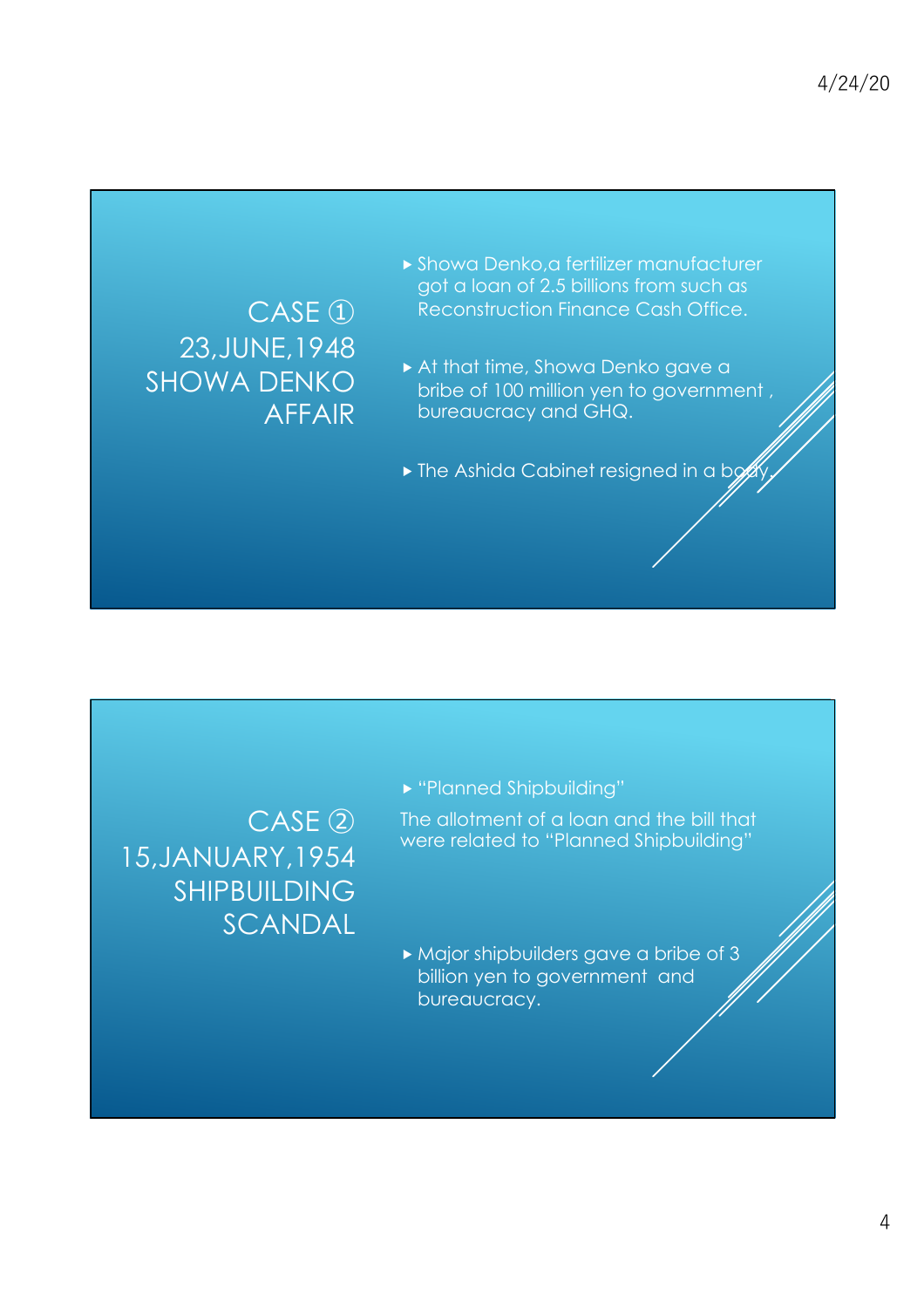## CASE ① 23,JUNE,1948 SHOWA DENKO AFFAIR

- Showa Denko,a fertilizer manufacturer got a loan of 2.5 billions from such as Reconstruction Finance Cash Office.
- At that time, Showa Denko gave a bribe of 100 million yen to government , bureaucracy and GHQ.
- The Ashida Cabinet resigned in a body.

## CASE ② 15,JANUARY,1954 SHIPBUILDING SCANDAL

- "Planned Shipbuilding"

The allotment of a loan and the bill that were related to "Planned Shipbuilding"

- Major shipbuilders gave a bribe of 3 billion yen to government and bureaucracy.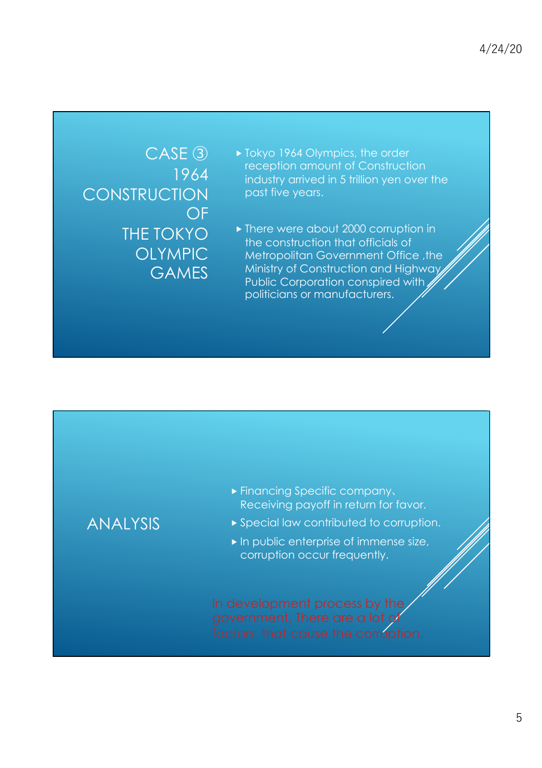## CASE ③ 1964 CONSTRUCTION OF THE TOKYO OLYMPIC GAMES

- Tokyo 1964 Olympics, the order reception amount of Construction industry arrived in 5 trillion yen over the past five years.
- There were about 2000 corruption in the construction that officials of Metropolitan Government Office ,the Ministry of Construction and Highway Public Corporation conspired with politicians or manufacturers.

## ANALYSIS

- Financing Specific company、Receiving payoff in return for favor.
- Special law contributed to corruption.
- In public enterprise of immense size, corruption occur frequently.

In development process by the government, There are a lot of factors that cause the corruption.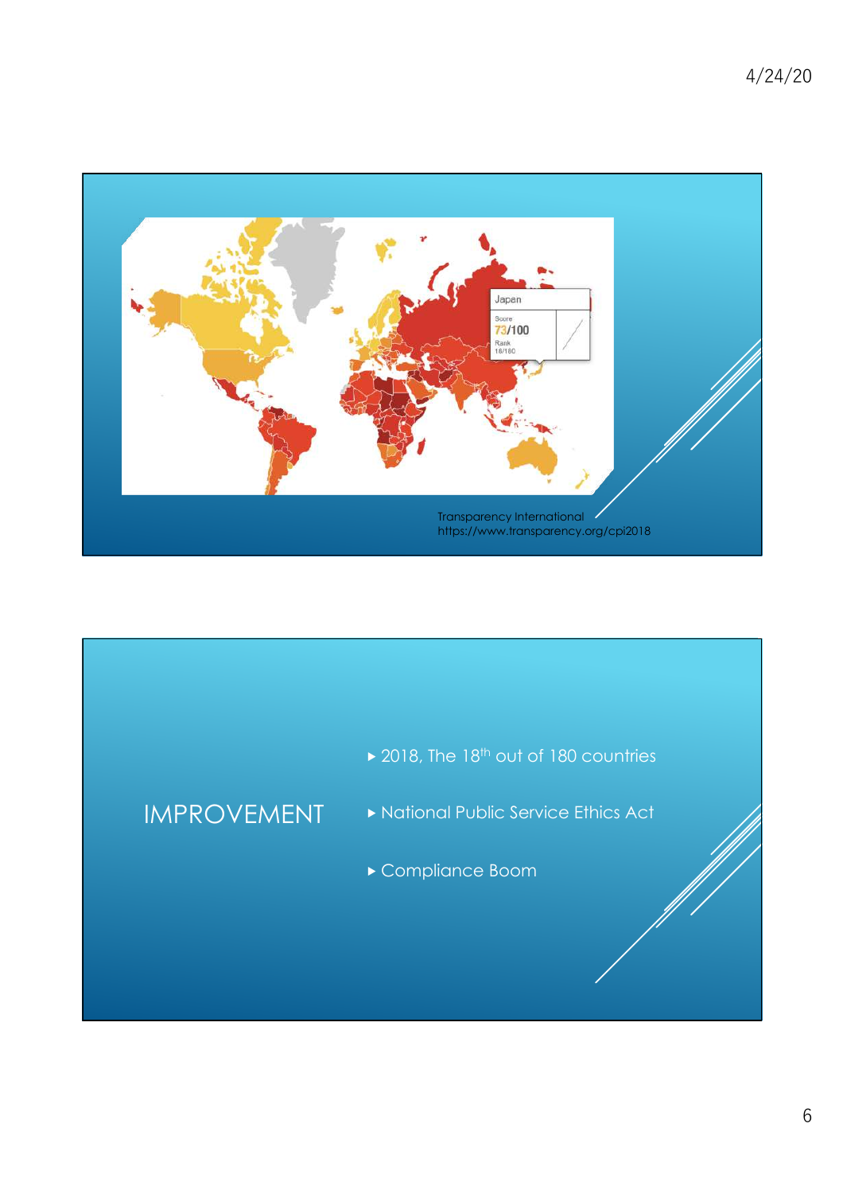Japan

Score

73/100

Rank

18/180

Transparency International
https://www.transparency.org/cpi2018

## IMPROVEMENT

- 2018, The 18th out of 180 countries
- National Public Service Ethics Act
- Compliance Boom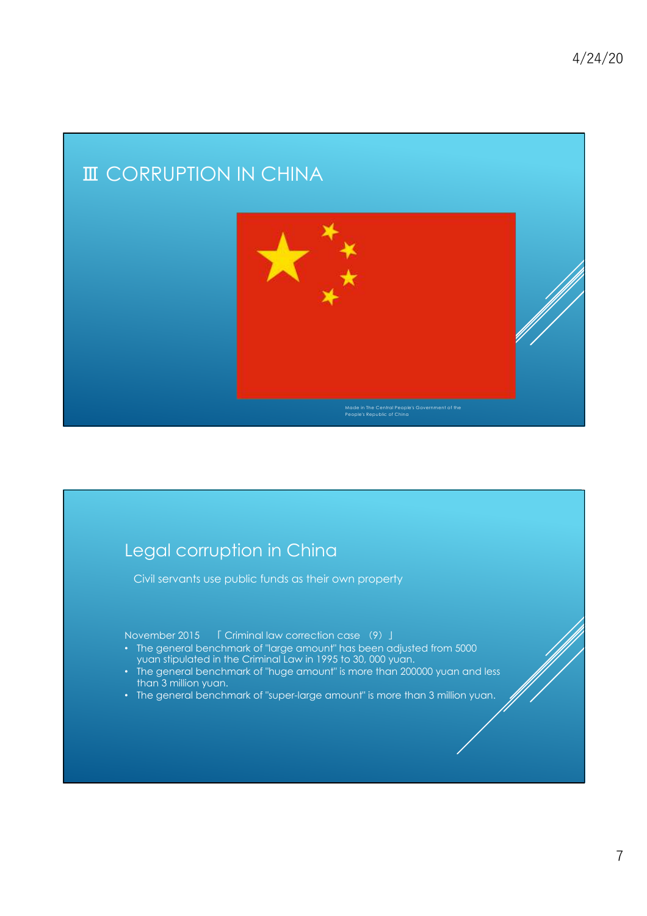# Ⅲ CORRUPTION IN CHINA

Made in The Central People's Government of the People's Republic of China

## Legal corruption in China

Civil servants use public funds as their own property

November 2015 「Criminal law correction case （9）」

- The general benchmark of "large amount" has been adjusted from 5000 yuan stipulated in the Criminal Law in 1995 to 30, 000 yuan.
- The general benchmark of "huge amount" is more than 200000 yuan and less than 3 million yuan.
- The general benchmark of "super-large amount" is more than 3 million yuan.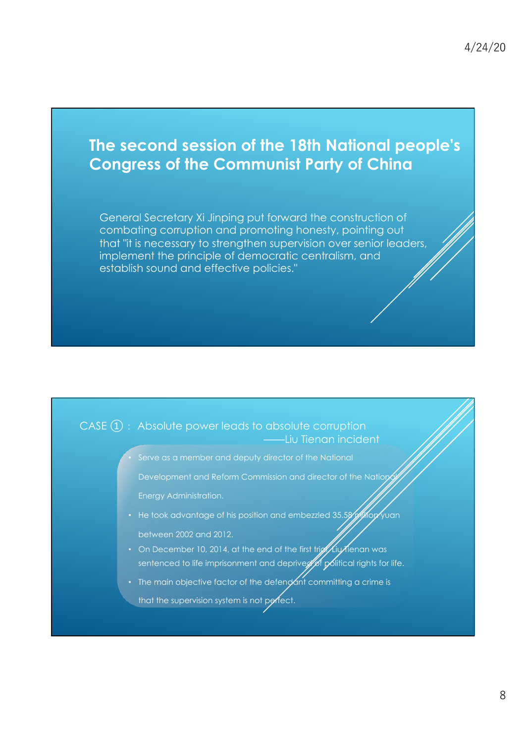## The second session of the 18th National people's Congress of the Communist Party of China

General Secretary Xi Jinping put forward the construction of combating corruption and promoting honesty, pointing out that "it is necessary to strengthen supervision over senior leaders, implement the principle of democratic centralism, and establish sound and effective policies."

CASE ①： Absolute power leads to absolute corruption

——Liu Tienan incident

- Serve as a member and deputy director of the National Development and Reform Commission and director of the National Energy Administration.
- He took advantage of his position and embezzled 35.58 million yuan between 2002 and 2012.
- On December 10, 2014, at the end of the first trial, Liu Tienan was sentenced to life imprisonment and deprived of political rights for life.
- The main objective factor of the defendant committing a crime is that the supervision system is not perfect.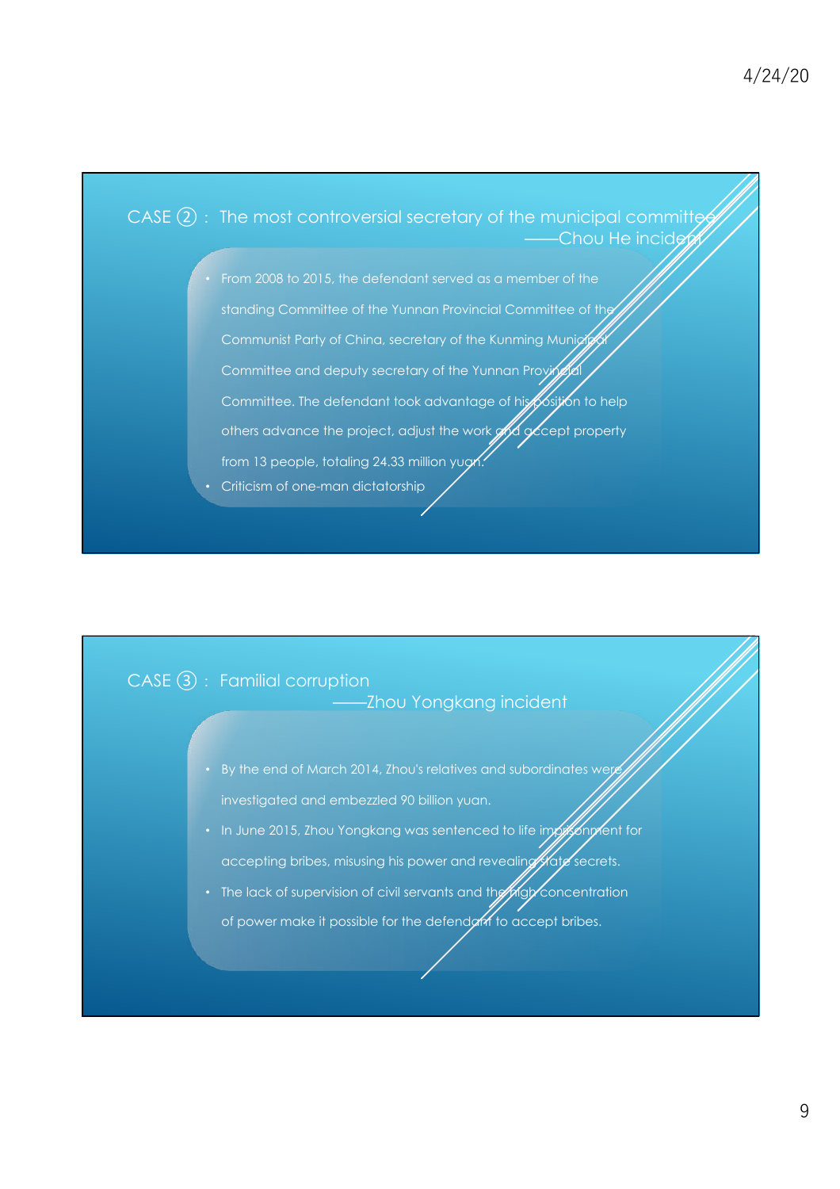## CASE ②: The most controversial secretary of the municipal committee ——Chou He incident

- From 2008 to 2015, the defendant served as a member of the standing Committee of the Yunnan Provincial Committee of the Communist Party of China, secretary of the Kunming Municipal Committee and deputy secretary of the Yunnan Provincial Committee. The defendant took advantage of his position to help others advance the project, adjust the work and accept property from 13 people, totaling 24.33 million yuan.
- Criticism of one-man dictatorship

## CASE ③: Familial corruption ——Zhou Yongkang incident

- By the end of March 2014, Zhou's relatives and subordinates were investigated and embezzled 90 billion yuan.
- In June 2015, Zhou Yongkang was sentenced to life imprisonment for accepting bribes, misusing his power and revealing state secrets.
- The lack of supervision of civil servants and the high concentration of power make it possible for the defendant to accept bribes.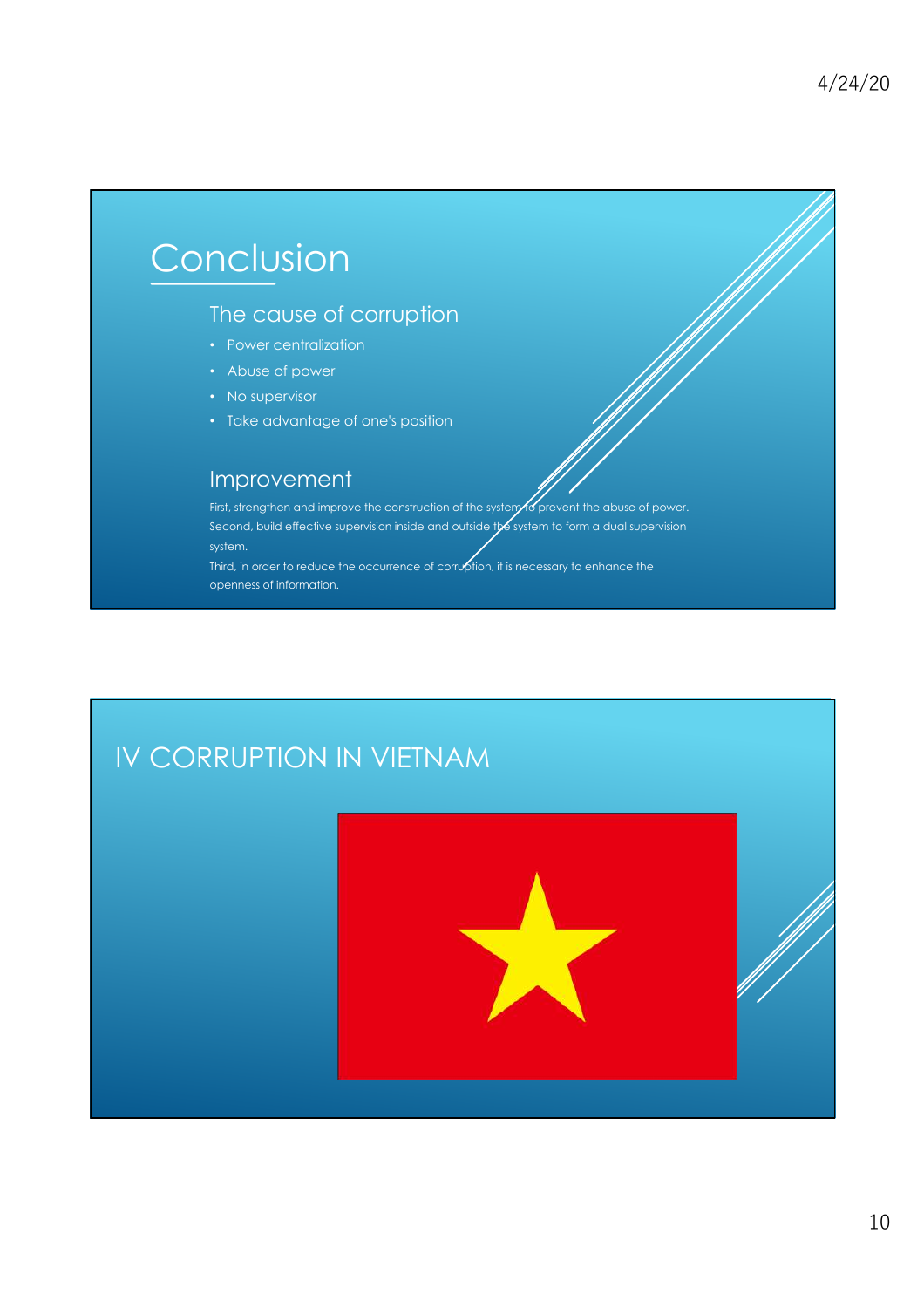# Conclusion

## The cause of corruption

- Power centralization
- Abuse of power
- No supervisor
- Take advantage of one's position

## Improvement

First, strengthen and improve the construction of the system to prevent the abuse of power.
Second, build effective supervision inside and outside the system to form a dual supervision system.
Third, in order to reduce the occurrence of corruption, it is necessary to enhance the openness of information.

# IV CORRUPTION IN VIETNAM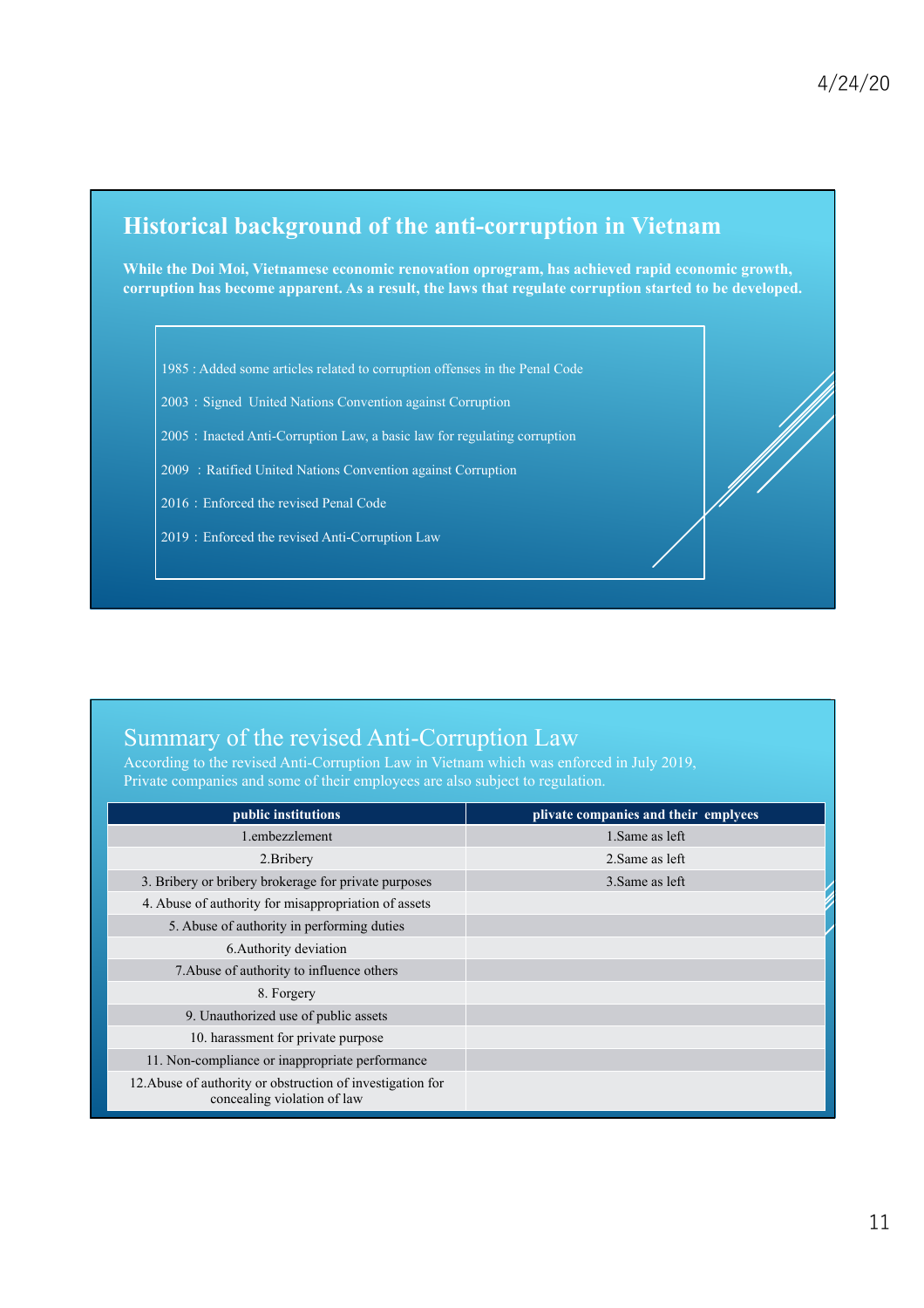## Historical background of the anti-corruption in Vietnam

**While the Doi Moi, Vietnamese economic renovation oprogram, has achieved rapid economic growth, corruption has become apparent. As a result, the laws that regulate corruption started to be developed.**

- 1985 : Added some articles related to corruption offenses in the Penal Code
- 2003 : Signed United Nations Convention against Corruption
- 2005 : Inacted Anti-Corruption Law, a basic law for regulating corruption
- 2009 : Ratified United Nations Convention against Corruption
- 2016 : Enforced the revised Penal Code
- 2019 : Enforced the revised Anti-Corruption Law

## Summary of the revised Anti-Corruption Law

According to the revised Anti-Corruption Law in Vietnam which was enforced in July 2019, Private companies and some of their employees are also subject to regulation.

| public institutions | plivate companies and their emplyees |
|---|---|
| 1.embezzlement | 1.Same as left |
| 2.Bribery | 2.Same as left |
| 3. Bribery or bribery brokerage for private purposes | 3.Same as left |
| 4. Abuse of authority for misappropriation of assets | |
| 5. Abuse of authority in performing duties | |
| 6.Authority deviation | |
| 7.Abuse of authority to influence others | |
| 8. Forgery | |
| 9. Unauthorized use of public assets | |
| 10. harassment for private purpose | |
| 11. Non-compliance or inappropriate performance | |
| 12.Abuse of authority or obstruction of investigation for concealing violation of law | |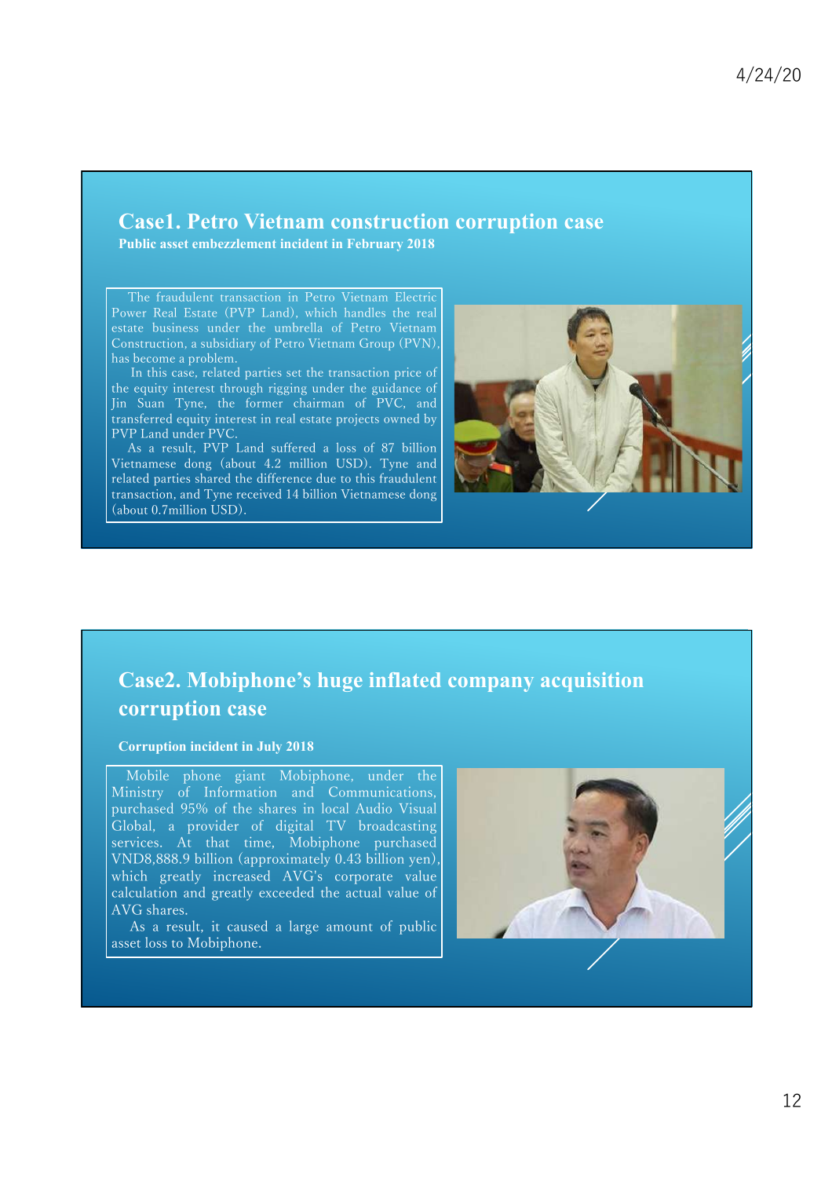## Case1. Petro Vietnam construction corruption case

**Public asset embezzlement incident in February 2018**

The fraudulent transaction in Petro Vietnam Electric Power Real Estate (PVP Land), which handles the real estate business under the umbrella of Petro Vietnam Construction, a subsidiary of Petro Vietnam Group (PVN), has become a problem.

In this case, related parties set the transaction price of the equity interest through rigging under the guidance of Jin Suan Tyne, the former chairman of PVC, and transferred equity interest in real estate projects owned by PVP Land under PVC.

As a result, PVP Land suffered a loss of 87 billion Vietnamese dong (about 4.2 million USD). Tyne and related parties shared the difference due to this fraudulent transaction, and Tyne received 14 billion Vietnamese dong (about 0.7million USD).

## Case2. Mobiphone's huge inflated company acquisition corruption case

**Corruption incident in July 2018**

Mobile phone giant Mobiphone, under the Ministry of Information and Communications, purchased 95% of the shares in local Audio Visual Global, a provider of digital TV broadcasting services. At that time, Mobiphone purchased VND8,888.9 billion (approximately 0.43 billion yen), which greatly increased AVG's corporate value calculation and greatly exceeded the actual value of AVG shares.

As a result, it caused a large amount of public asset loss to Mobiphone.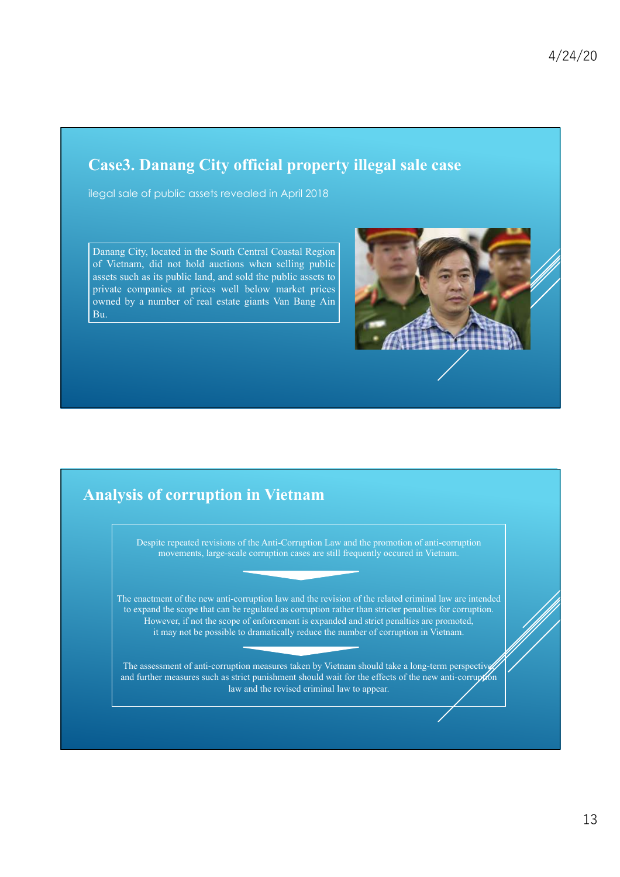## Case3. Danang City official property illegal sale case

ilegal sale of public assets revealed in April 2018

Danang City, located in the South Central Coastal Region of Vietnam, did not hold auctions when selling public assets such as its public land, and sold the public assets to private companies at prices well below market prices owned by a number of real estate giants Van Bang Ain Bu.

## Analysis of corruption in Vietnam

Despite repeated revisions of the Anti-Corruption Law and the promotion of anti-corruption movements, large-scale corruption cases are still frequently occured in Vietnam.

The enactment of the new anti-corruption law and the revision of the related criminal law are intended to expand the scope that can be regulated as corruption rather than stricter penalties for corruption. However, if not the scope of enforcement is expanded and strict penalties are promoted, it may not be possible to dramatically reduce the number of corruption in Vietnam.

The assessment of anti-corruption measures taken by Vietnam should take a long-term perspective, and further measures such as strict punishment should wait for the effects of the new anti-corruption law and the revised criminal law to appear.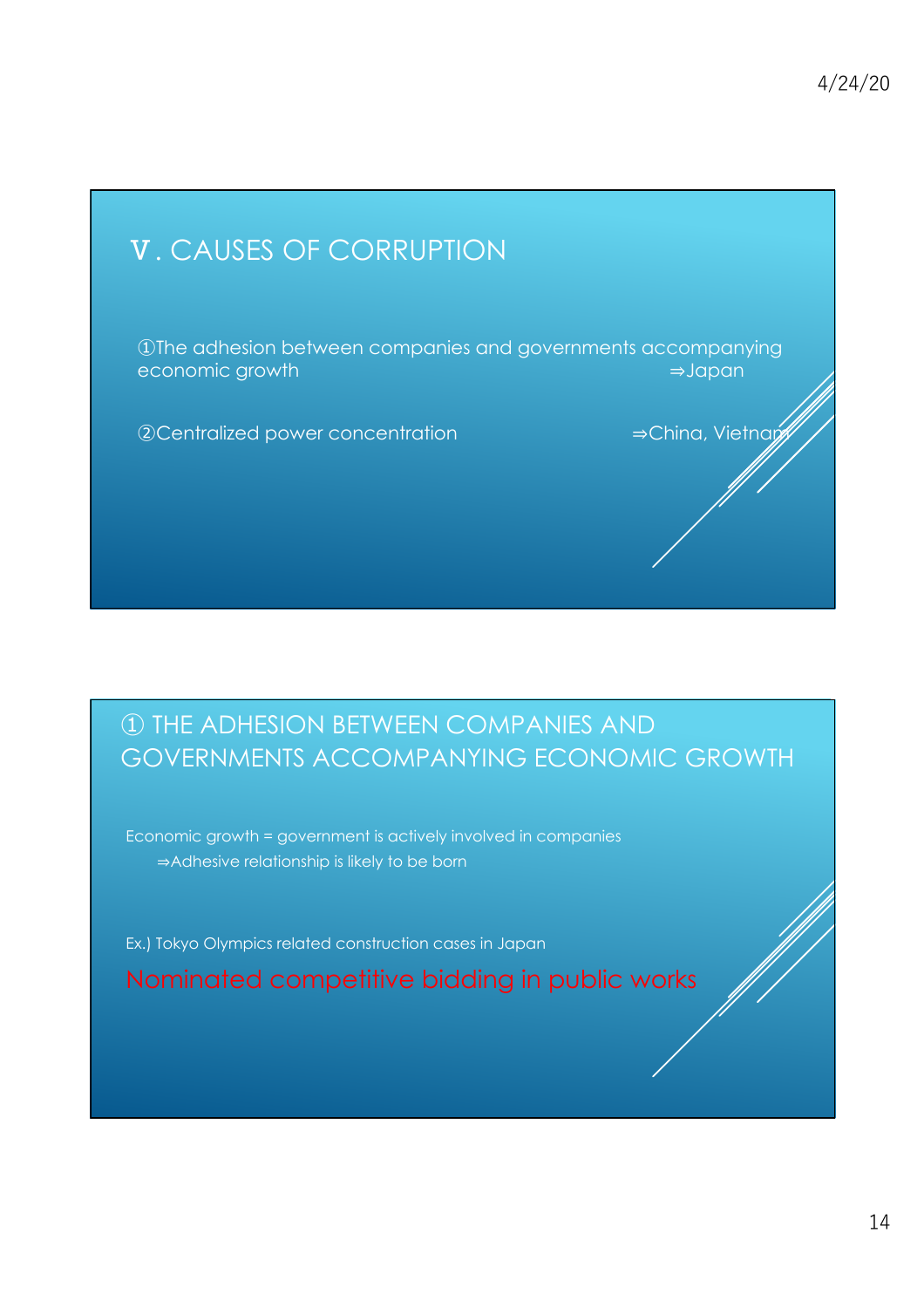## Ⅴ. CAUSES OF CORRUPTION

①The adhesion between companies and governments accompanying economic growth ⇒Japan

②Centralized power concentration ⇒China, Vietnam

## ① THE ADHESION BETWEEN COMPANIES AND GOVERNMENTS ACCOMPANYING ECONOMIC GROWTH

Economic growth = government is actively involved in companies

⇒Adhesive relationship is likely to be born

Ex.) Tokyo Olympics related construction cases in Japan

Nominated competitive bidding in public works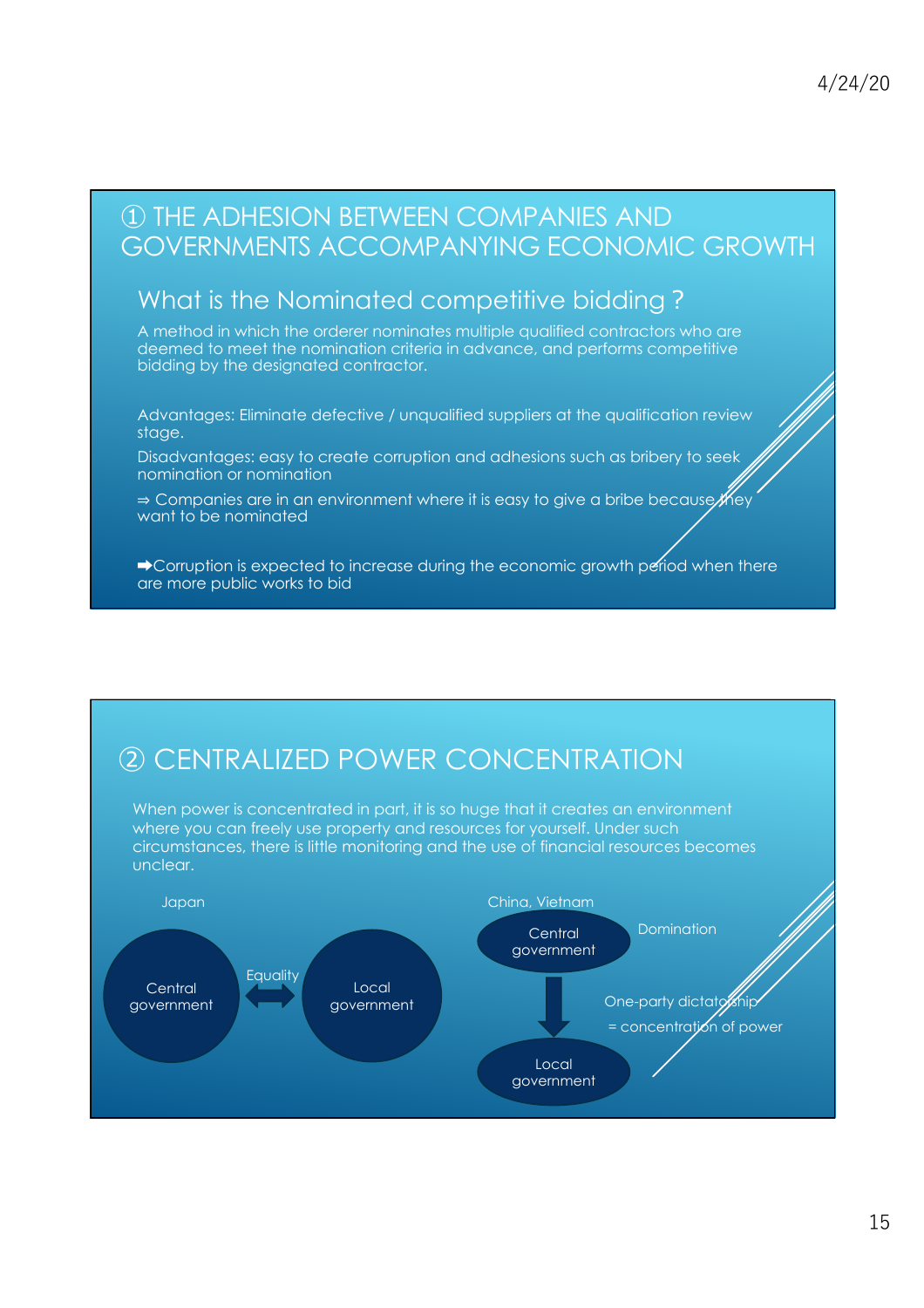# ① THE ADHESION BETWEEN COMPANIES AND GOVERNMENTS ACCOMPANYING ECONOMIC GROWTH

## What is the Nominated competitive bidding ?

A method in which the orderer nominates multiple qualified contractors who are deemed to meet the nomination criteria in advance, and performs competitive bidding by the designated contractor.

Advantages: Eliminate defective / unqualified suppliers at the qualification review stage.

Disadvantages: easy to create corruption and adhesions such as bribery to seek nomination or nomination

⇒ Companies are in an environment where it is easy to give a bribe because they want to be nominated

➡Corruption is expected to increase during the economic growth period when there are more public works to bid

# ② CENTRALIZED POWER CONCENTRATION

When power is concentrated in part, it is so huge that it creates an environment where you can freely use property and resources for yourself. Under such circumstances, there is little monitoring and the use of financial resources becomes unclear.

Japan

Central government ⟷ (Equality) ⟷ Local government

China, Vietnam

Central government → Local government

Domination

One-party dictatorship

= concentration of power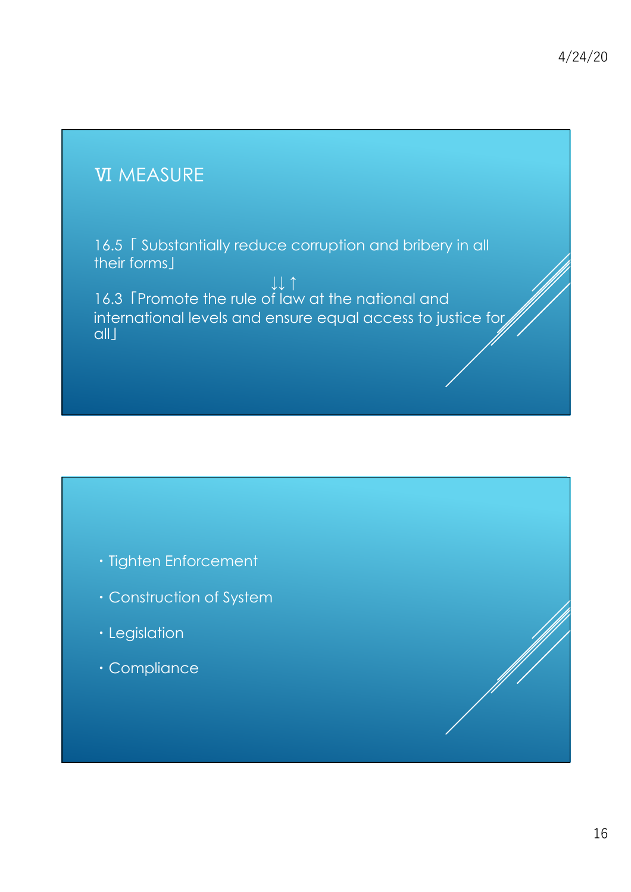## Ⅵ MEASURE

16.5「 Substantially reduce corruption and bribery in all their forms」

↓↓↑

16.3「Promote the rule of law at the national and international levels and ensure equal access to justice for all」

- Tighten Enforcement
- Construction of System
- Legislation
- Compliance